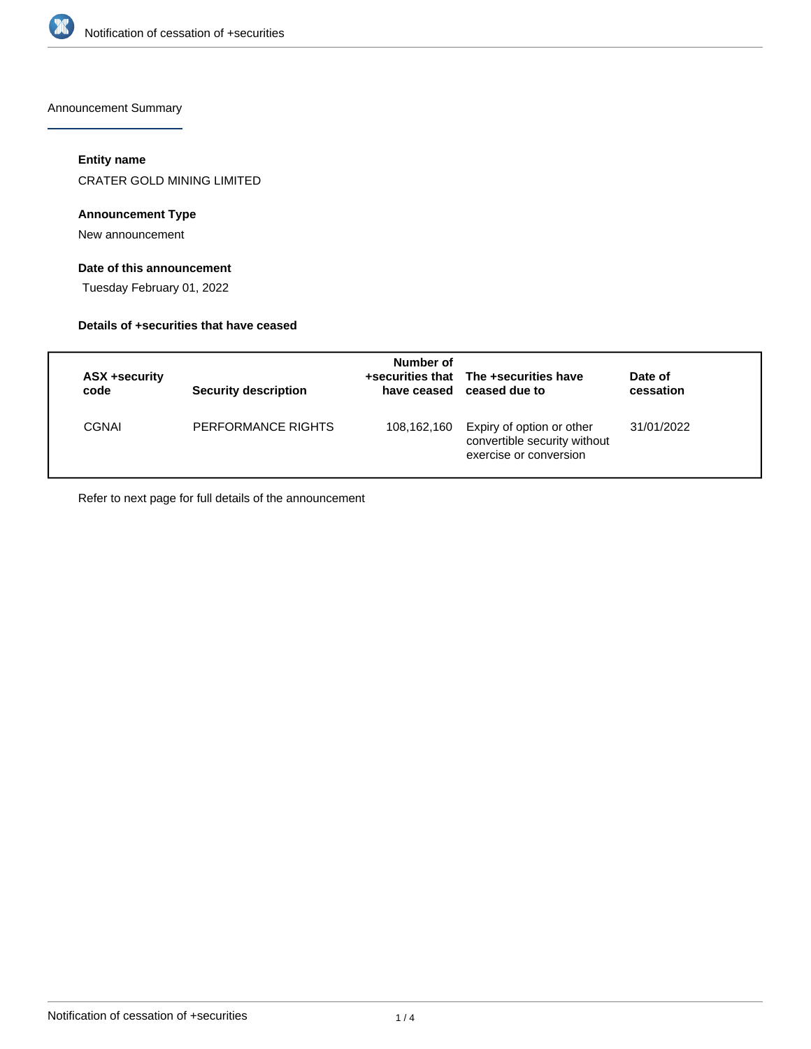Announcement Summary

### Entity name

CRATER GOLD MINING LIMITED

### Announcement Type

New announcement

### Date of this announcement

Tuesday February 01, 2022

### Details of +securities that have ceased

| ASX +security code | Security description | Number of +securities that have ceased | The +securities have ceased due to | Date of cessation |
|---|---|---|---|---|
| CGNAI | PERFORMANCE RIGHTS | 108,162,160 | Expiry of option or other convertible security without exercise or conversion | 31/01/2022 |

Refer to next page for full details of the announcement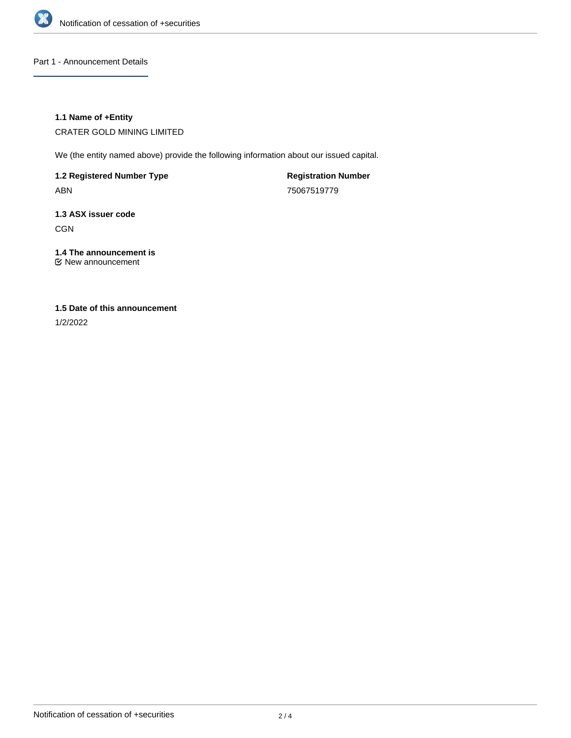## Part 1 - Announcement Details

### 1.1 Name of +Entity

CRATER GOLD MINING LIMITED

We (the entity named above) provide the following information about our issued capital.

**1.2 Registered Number Type**

ABN

**Registration Number**

75067519779

### 1.3 ASX issuer code

CGN

### 1.4 The announcement is

☑ New announcement

### 1.5 Date of this announcement

1/2/2022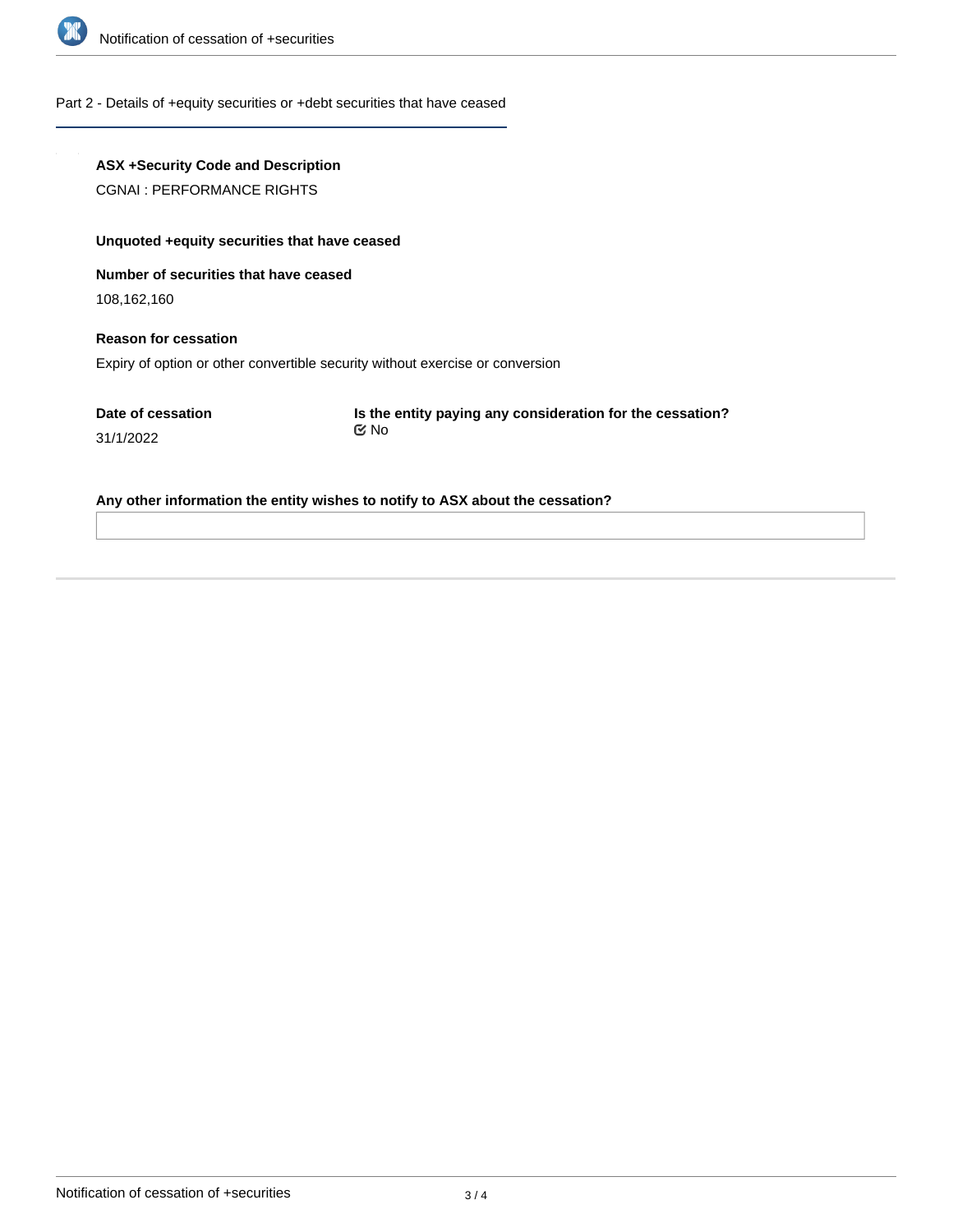## Part 2 - Details of +equity securities or +debt securities that have ceased

**ASX +Security Code and Description**

CGNAI : PERFORMANCE RIGHTS

**Unquoted +equity securities that have ceased**

**Number of securities that have ceased**

108,162,160

**Reason for cessation**

Expiry of option or other convertible security without exercise or conversion

**Date of cessation**

31/1/2022

**Is the entity paying any consideration for the cessation?**

No

**Any other information the entity wishes to notify to ASX about the cessation?**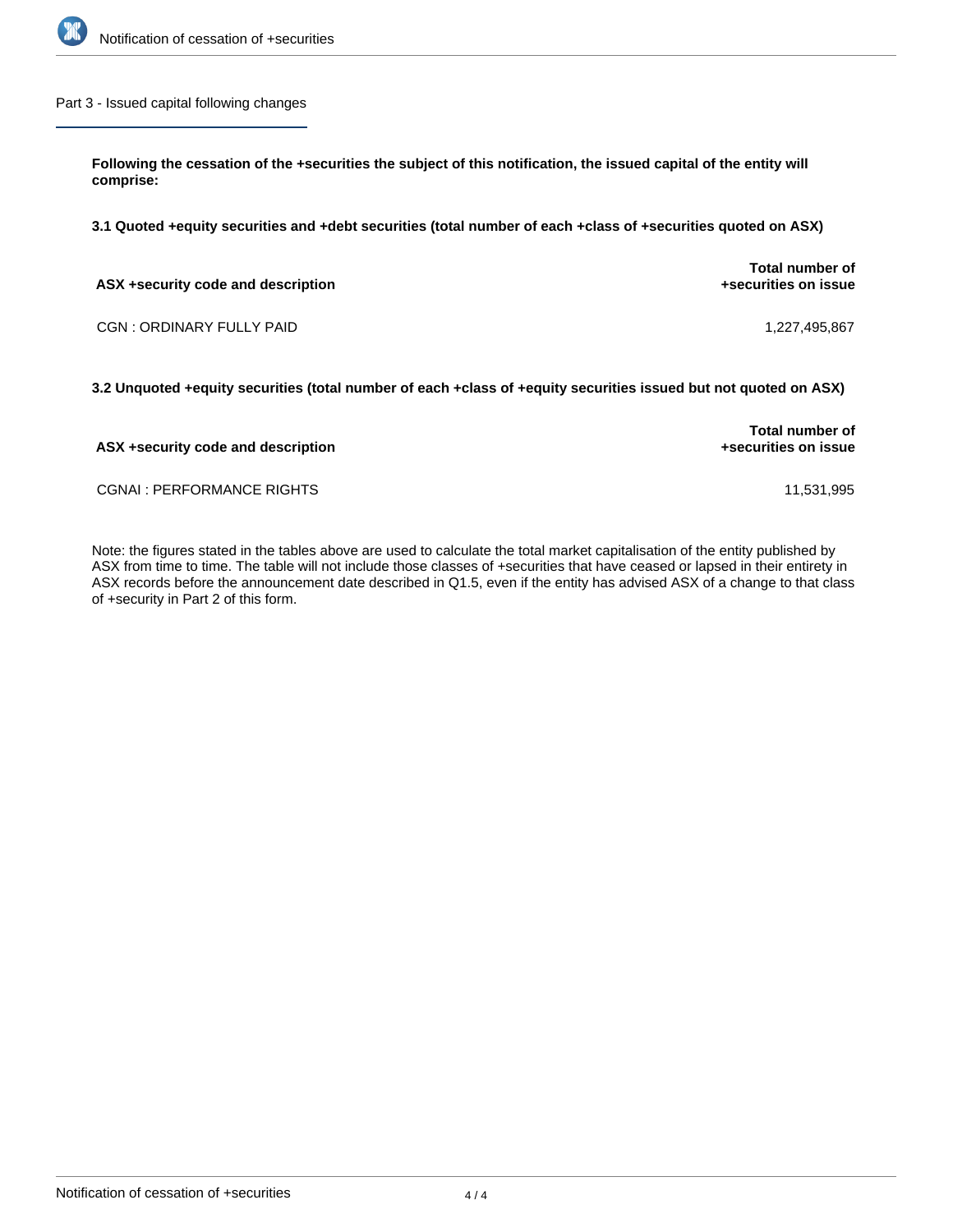## Part 3 - Issued capital following changes

**Following the cessation of the +securities the subject of this notification, the issued capital of the entity will comprise:**

**3.1 Quoted +equity securities and +debt securities (total number of each +class of +securities quoted on ASX)**

| ASX +security code and description | Total number of +securities on issue |
|---|---|
| CGN : ORDINARY FULLY PAID | 1,227,495,867 |

**3.2 Unquoted +equity securities (total number of each +class of +equity securities issued but not quoted on ASX)**

| ASX +security code and description | Total number of +securities on issue |
|---|---|
| CGNAI : PERFORMANCE RIGHTS | 11,531,995 |

Note: the figures stated in the tables above are used to calculate the total market capitalisation of the entity published by ASX from time to time. The table will not include those classes of +securities that have ceased or lapsed in their entirety in ASX records before the announcement date described in Q1.5, even if the entity has advised ASX of a change to that class of +security in Part 2 of this form.